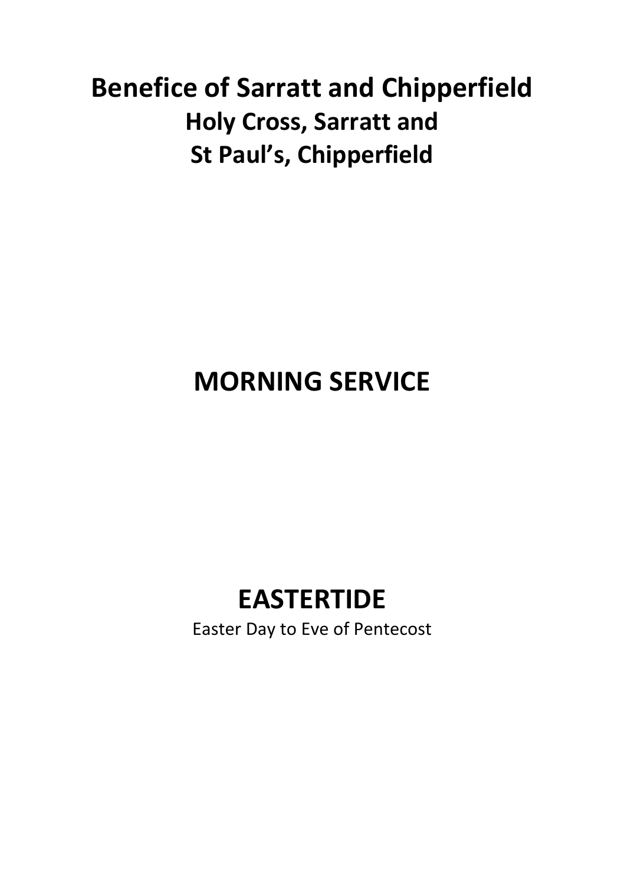# Benefice of Sarratt and Chipperfield

## Holy Cross, Sarratt and

## St Paul's, Chipperfield

# MORNING SERVICE

# EASTERTIDE

Easter Day to Eve of Pentecost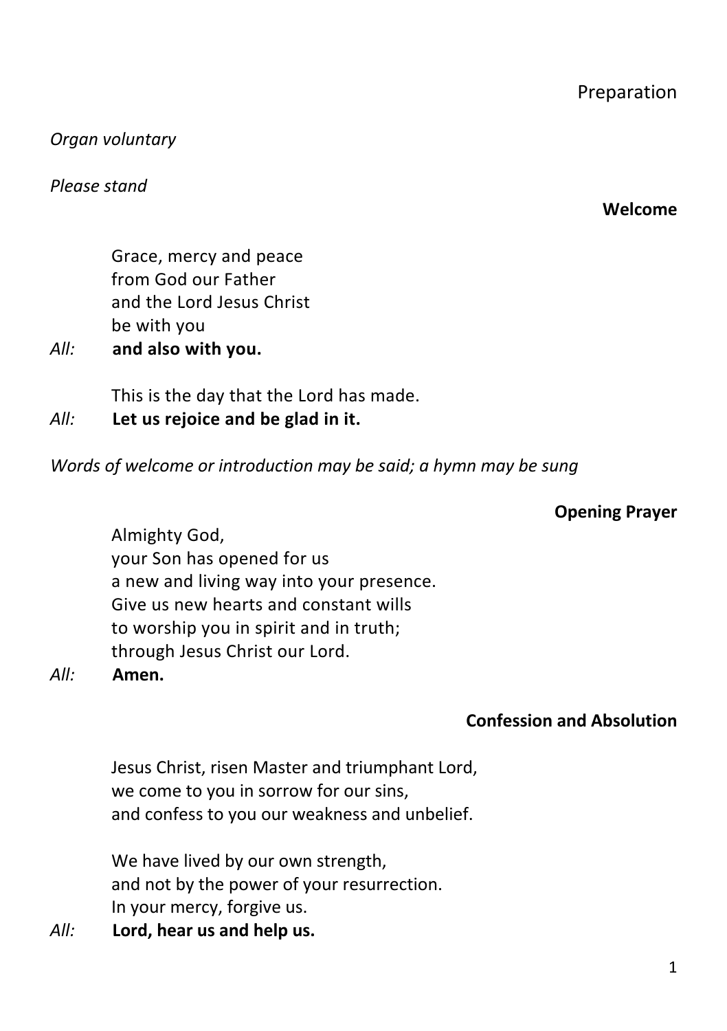# Preparation

*Organ voluntary*

*Please stand*

## Welcome

Grace, mercy and peace
from God our Father
and the Lord Jesus Christ
be with you

*All:* **and also with you.**

This is the day that the Lord has made.

*All:* **Let us rejoice and be glad in it.**

*Words of welcome or introduction may be said; a hymn may be sung*

## Opening Prayer

Almighty God,
your Son has opened for us
a new and living way into your presence.
Give us new hearts and constant wills
to worship you in spirit and in truth;
through Jesus Christ our Lord.

*All:* **Amen.**

## Confession and Absolution

Jesus Christ, risen Master and triumphant Lord,
we come to you in sorrow for our sins,
and confess to you our weakness and unbelief.

We have lived by our own strength,
and not by the power of your resurrection.
In your mercy, forgive us.

*All:* **Lord, hear us and help us.**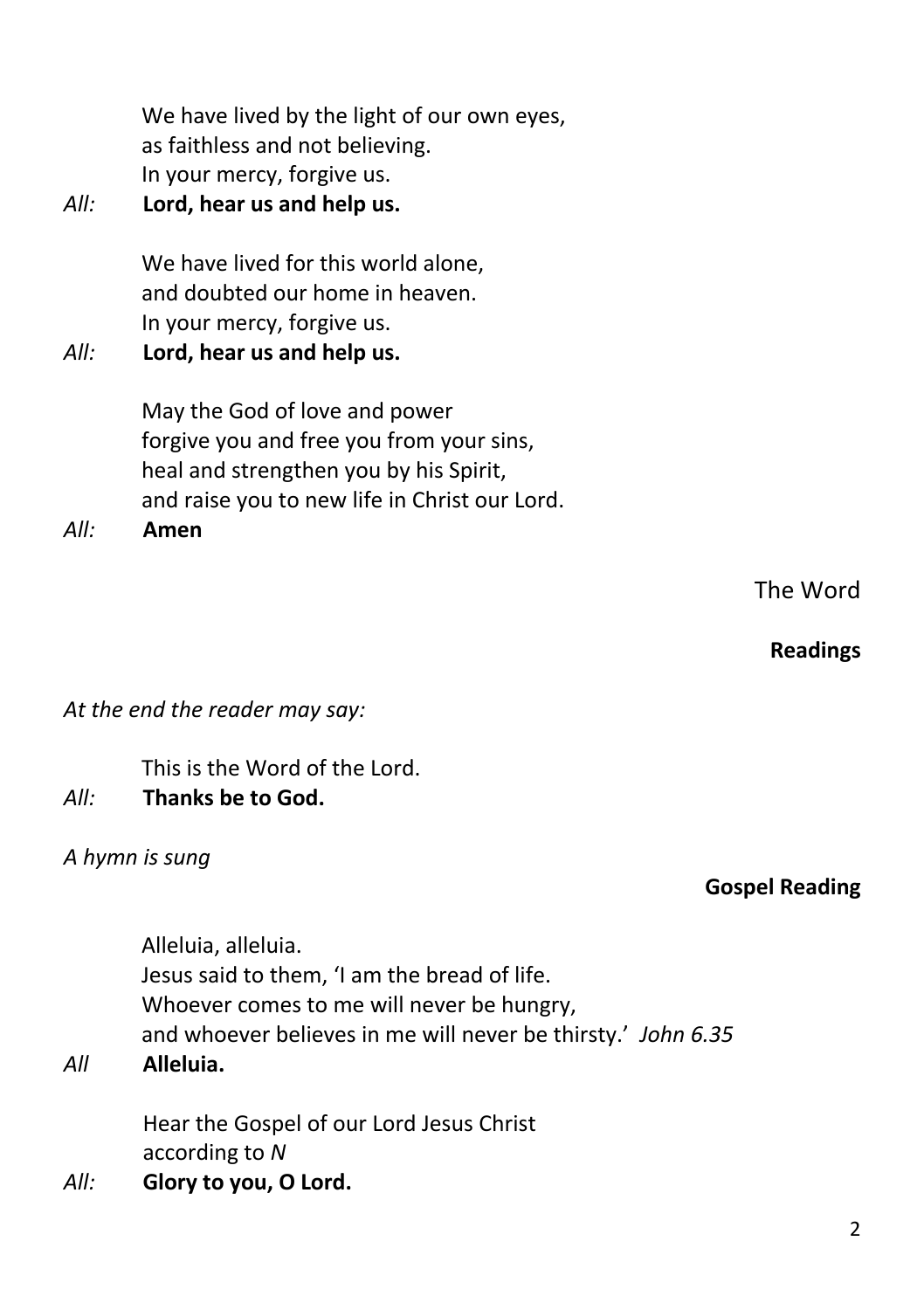We have lived by the light of our own eyes,
as faithless and not believing.
In your mercy, forgive us.

*All:* **Lord, hear us and help us.**

We have lived for this world alone,
and doubted our home in heaven.
In your mercy, forgive us.

*All:* **Lord, hear us and help us.**

May the God of love and power
forgive you and free you from your sins,
heal and strengthen you by his Spirit,
and raise you to new life in Christ our Lord.

*All:* **Amen**

## The Word

### Readings

*At the end the reader may say:*

This is the Word of the Lord.

*All:* **Thanks be to God.**

*A hymn is sung*

### Gospel Reading

Alleluia, alleluia.
Jesus said to them, 'I am the bread of life.
Whoever comes to me will never be hungry,
and whoever believes in me will never be thirsty.' *John 6.35*

*All* **Alleluia.**

Hear the Gospel of our Lord Jesus Christ
according to *N*

*All:* **Glory to you, O Lord.**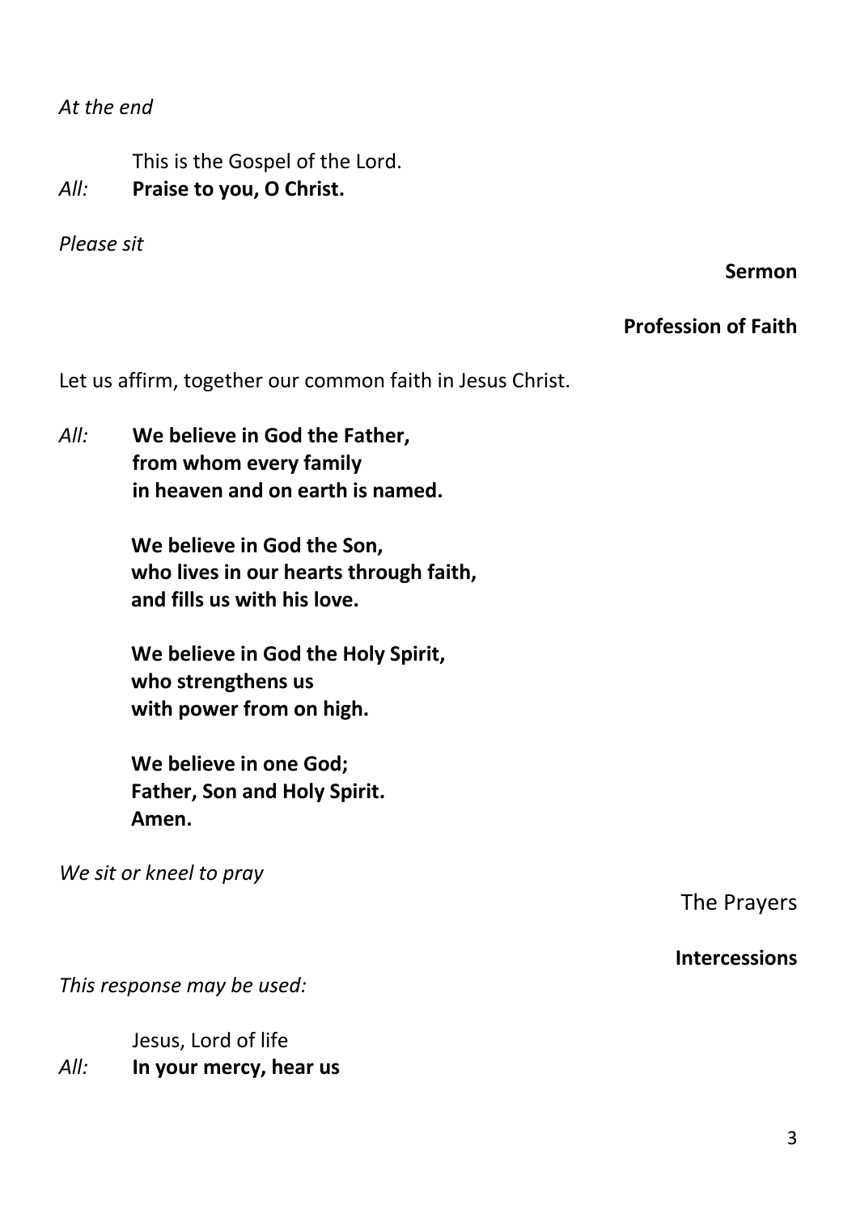*At the end*

This is the Gospel of the Lord.
*All:* **Praise to you, O Christ.**

*Please sit*

**Sermon**

**Profession of Faith**

Let us affirm, together our common faith in Jesus Christ.

*All:* **We believe in God the Father,**
**from whom every family**
**in heaven and on earth is named.**

**We believe in God the Son,**
**who lives in our hearts through faith,**
**and fills us with his love.**

**We believe in God the Holy Spirit,**
**who strengthens us**
**with power from on high.**

**We believe in one God;**
**Father, Son and Holy Spirit.**
**Amen.**

*We sit or kneel to pray*

The Prayers

**Intercessions**

*This response may be used:*

Jesus, Lord of life
*All:* **In your mercy, hear us**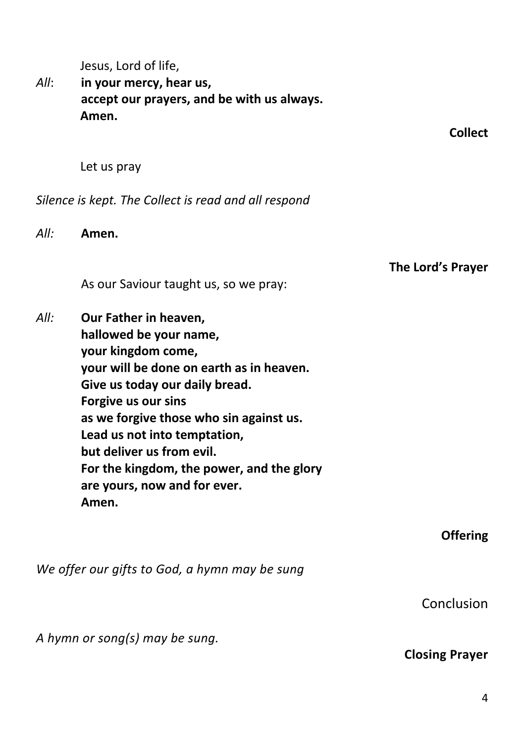Jesus, Lord of life,

*All*: **in your mercy, hear us,**
**accept our prayers, and be with us always.**
**Amen.**

**Collect**

Let us pray

*Silence is kept. The Collect is read and all respond*

*All:* **Amen.**

**The Lord's Prayer**

As our Saviour taught us, so we pray:

*All:* **Our Father in heaven,**
**hallowed be your name,**
**your kingdom come,**
**your will be done on earth as in heaven.**
**Give us today our daily bread.**
**Forgive us our sins**
**as we forgive those who sin against us.**
**Lead us not into temptation,**
**but deliver us from evil.**
**For the kingdom, the power, and the glory**
**are yours, now and for ever.**
**Amen.**

**Offering**

*We offer our gifts to God, a hymn may be sung*

Conclusion

*A hymn or song(s) may be sung.*

**Closing Prayer**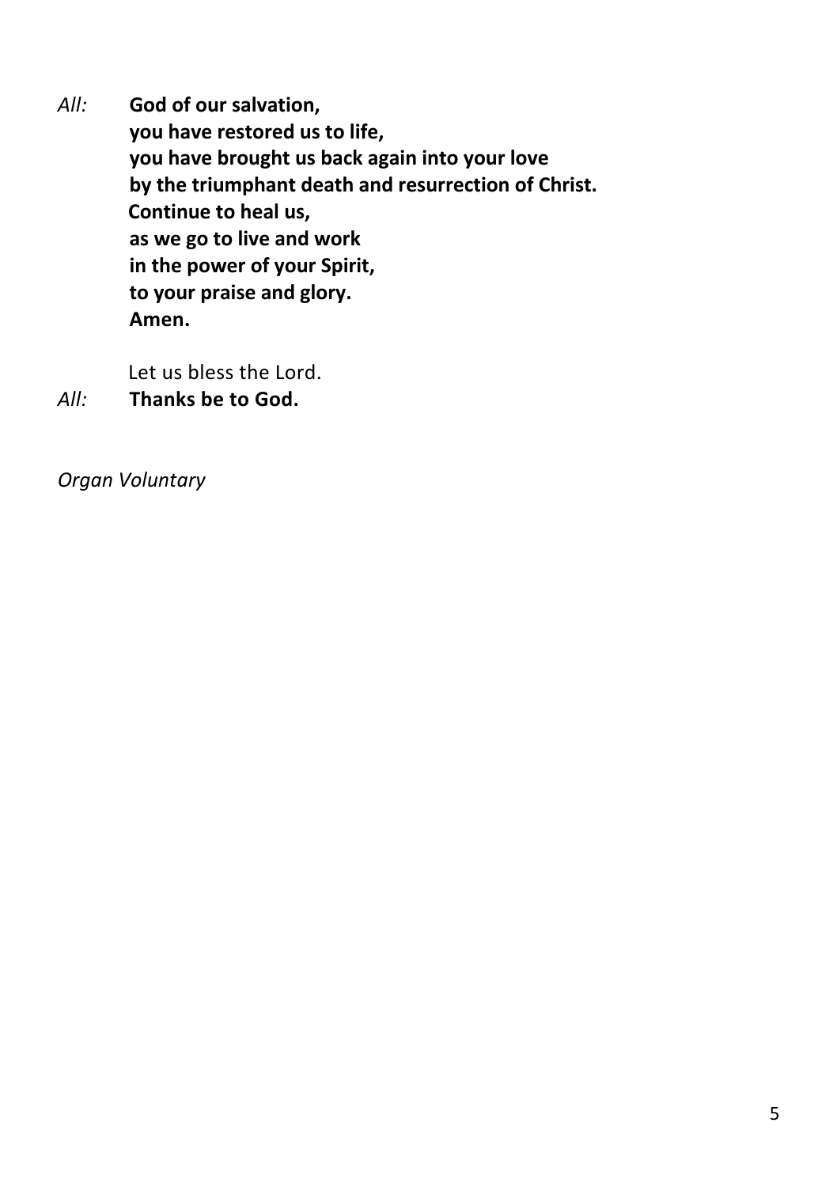*All:* **God of our salvation,**
**you have restored us to life,**
**you have brought us back again into your love**
**by the triumphant death and resurrection of Christ.**
**Continue to heal us,**
**as we go to live and work**
**in the power of your Spirit,**
**to your praise and glory.**
**Amen.**

Let us bless the Lord.
*All:* **Thanks be to God.**

*Organ Voluntary*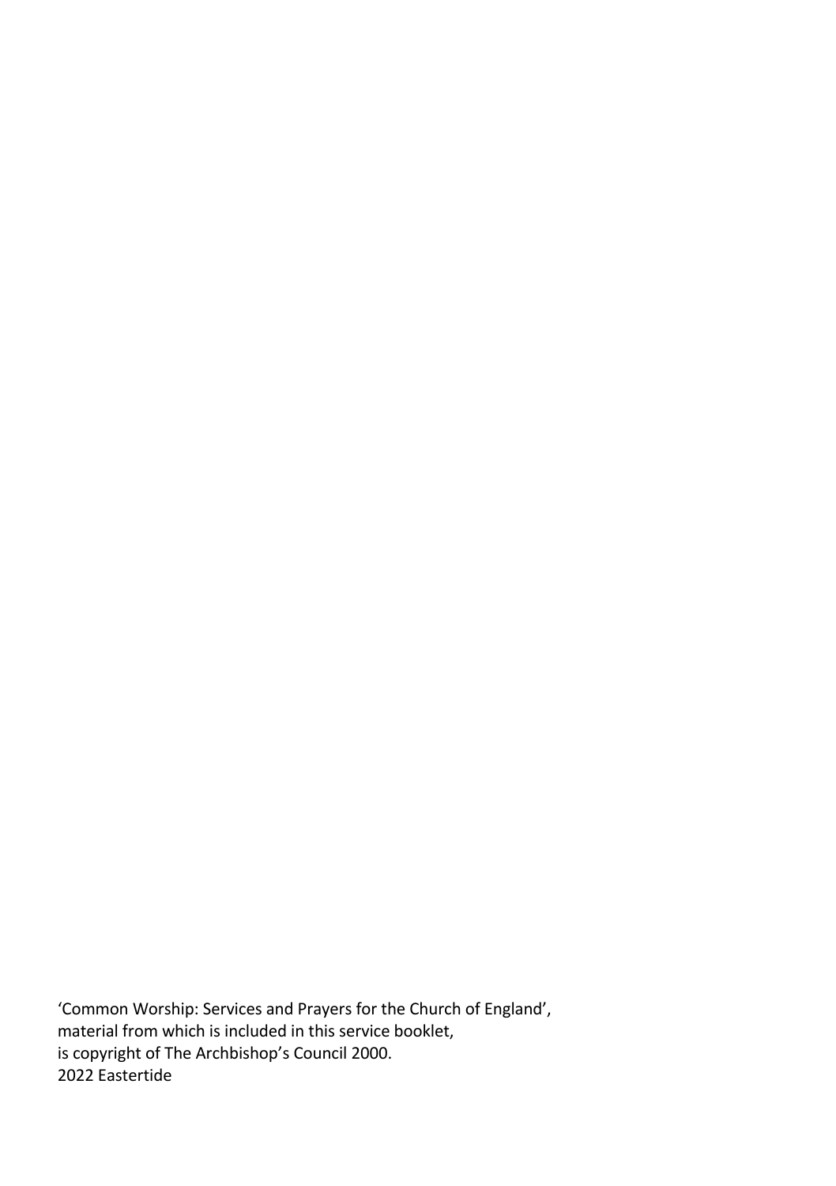'Common Worship: Services and Prayers for the Church of England',
material from which is included in this service booklet,
is copyright of The Archbishop's Council 2000.
2022 Eastertide